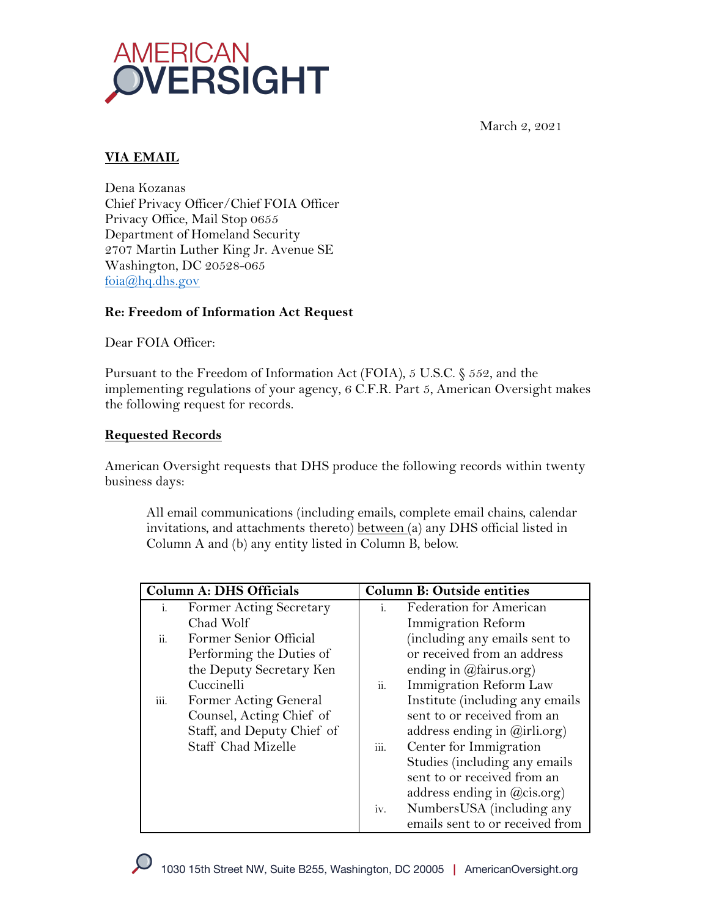# AMERICAN OVERSIGHT

March 2, 2021

**VIA EMAIL**

Dena Kozanas
Chief Privacy Officer/Chief FOIA Officer
Privacy Office, Mail Stop 0655
Department of Homeland Security
2707 Martin Luther King Jr. Avenue SE
Washington, DC 20528-065
foia@hq.dhs.gov

**Re: Freedom of Information Act Request**

Dear FOIA Officer:

Pursuant to the Freedom of Information Act (FOIA), 5 U.S.C. § 552, and the implementing regulations of your agency, 6 C.F.R. Part 5, American Oversight makes the following request for records.

**Requested Records**

American Oversight requests that DHS produce the following records within twenty business days:

> All email communications (including emails, complete email chains, calendar invitations, and attachments thereto) between (a) any DHS official listed in Column A and (b) any entity listed in Column B, below.

| Column A: DHS Officials | Column B: Outside entities |
|---|---|
| i. Former Acting Secretary Chad Wolf<br>ii. Former Senior Official Performing the Duties of the Deputy Secretary Ken Cuccinelli<br>iii. Former Acting General Counsel, Acting Chief of Staff, and Deputy Chief of Staff Chad Mizelle | i. Federation for American Immigration Reform (including any emails sent to or received from an address ending in @fairus.org)<br>ii. Immigration Reform Law Institute (including any emails sent to or received from an address ending in @irli.org)<br>iii. Center for Immigration Studies (including any emails sent to or received from an address ending in @cis.org)<br>iv. NumbersUSA (including any emails sent to or received from |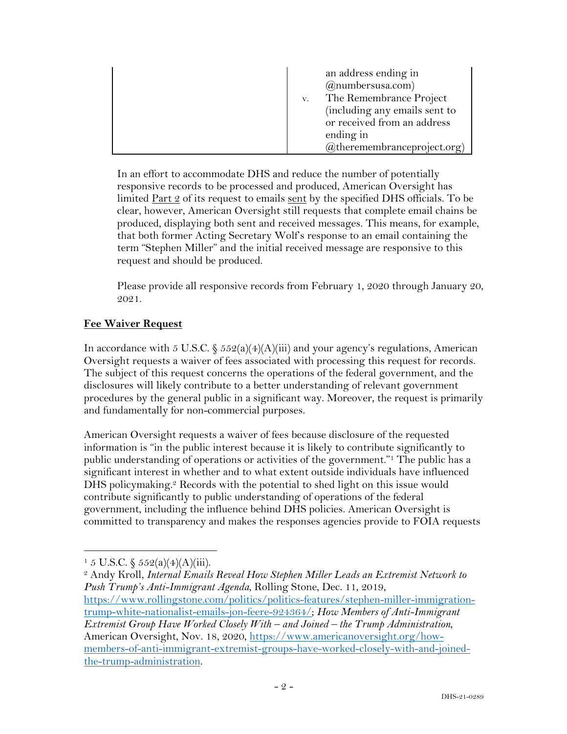| | |
|---|---|
| | an address ending in @numbersusa.com)<br>v. The Remembrance Project (including any emails sent to or received from an address ending in @theremembranceproject.org) |

In an effort to accommodate DHS and reduce the number of potentially responsive records to be processed and produced, American Oversight has limited Part 2 of its request to emails sent by the specified DHS officials. To be clear, however, American Oversight still requests that complete email chains be produced, displaying both sent and received messages. This means, for example, that both former Acting Secretary Wolf's response to an email containing the term "Stephen Miller" and the initial received message are responsive to this request and should be produced.

Please provide all responsive records from February 1, 2020 through January 20, 2021.

## Fee Waiver Request

In accordance with 5 U.S.C. § 552(a)(4)(A)(iii) and your agency's regulations, American Oversight requests a waiver of fees associated with processing this request for records. The subject of this request concerns the operations of the federal government, and the disclosures will likely contribute to a better understanding of relevant government procedures by the general public in a significant way. Moreover, the request is primarily and fundamentally for non-commercial purposes.

American Oversight requests a waiver of fees because disclosure of the requested information is "in the public interest because it is likely to contribute significantly to public understanding of operations or activities of the government."[1] The public has a significant interest in whether and to what extent outside individuals have influenced DHS policymaking.[2] Records with the potential to shed light on this issue would contribute significantly to public understanding of operations of the federal government, including the influence behind DHS policies. American Oversight is committed to transparency and makes the responses agencies provide to FOIA requests

---

[1] 5 U.S.C. § 552(a)(4)(A)(iii).

[2] Andy Kroll, *Internal Emails Reveal How Stephen Miller Leads an Extremist Network to Push Trump's Anti-Immigrant Agenda*, Rolling Stone, Dec. 11, 2019, https://www.rollingstone.com/politics/politics-features/stephen-miller-immigration-trump-white-nationalist-emails-jon-feere-924364/; *How Members of Anti-Immigrant Extremist Group Have Worked Closely With – and Joined – the Trump Administration*, American Oversight, Nov. 18, 2020, https://www.americanoversight.org/how-members-of-anti-immigrant-extremist-groups-have-worked-closely-with-and-joined-the-trump-administration.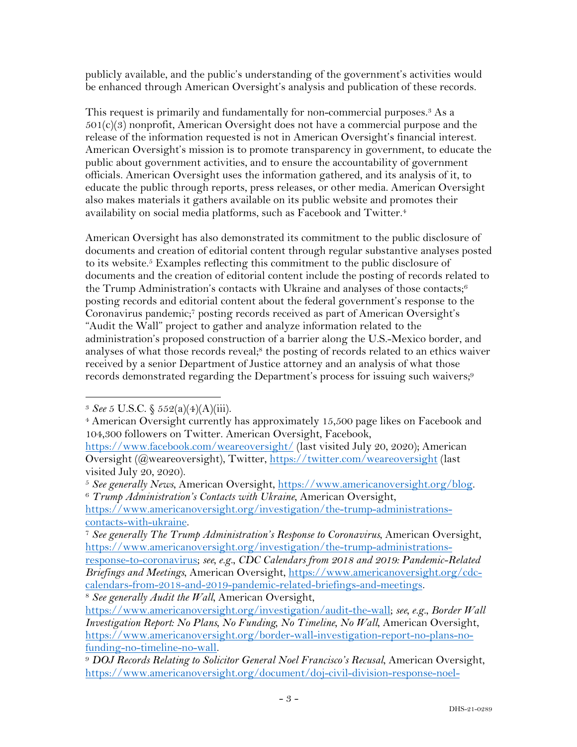publicly available, and the public's understanding of the government's activities would be enhanced through American Oversight's analysis and publication of these records.

This request is primarily and fundamentally for non-commercial purposes.[3] As a 501(c)(3) nonprofit, American Oversight does not have a commercial purpose and the release of the information requested is not in American Oversight's financial interest. American Oversight's mission is to promote transparency in government, to educate the public about government activities, and to ensure the accountability of government officials. American Oversight uses the information gathered, and its analysis of it, to educate the public through reports, press releases, or other media. American Oversight also makes materials it gathers available on its public website and promotes their availability on social media platforms, such as Facebook and Twitter.[4]

American Oversight has also demonstrated its commitment to the public disclosure of documents and creation of editorial content through regular substantive analyses posted to its website.[5] Examples reflecting this commitment to the public disclosure of documents and the creation of editorial content include the posting of records related to the Trump Administration's contacts with Ukraine and analyses of those contacts;[6] posting records and editorial content about the federal government's response to the Coronavirus pandemic;[7] posting records received as part of American Oversight's "Audit the Wall" project to gather and analyze information related to the administration's proposed construction of a barrier along the U.S.-Mexico border, and analyses of what those records reveal;[8] the posting of records related to an ethics waiver received by a senior Department of Justice attorney and an analysis of what those records demonstrated regarding the Department's process for issuing such waivers;[9]

---

[3] *See* 5 U.S.C. § 552(a)(4)(A)(iii).

[4] American Oversight currently has approximately 15,500 page likes on Facebook and 104,300 followers on Twitter. American Oversight, Facebook, https://www.facebook.com/weareoversight/ (last visited July 20, 2020); American Oversight (@weareoversight), Twitter, https://twitter.com/weareoversight (last visited July 20, 2020).

[5] *See generally News*, American Oversight, https://www.americanoversight.org/blog.

[6] *Trump Administration's Contacts with Ukraine*, American Oversight, https://www.americanoversight.org/investigation/the-trump-administrations-contacts-with-ukraine.

[7] *See generally The Trump Administration's Response to Coronavirus*, American Oversight, https://www.americanoversight.org/investigation/the-trump-administrations-response-to-coronavirus; *see, e.g.*, *CDC Calendars from 2018 and 2019: Pandemic-Related Briefings and Meetings*, American Oversight, https://www.americanoversight.org/cdc-calendars-from-2018-and-2019-pandemic-related-briefings-and-meetings.

[8] *See generally Audit the Wall*, American Oversight, https://www.americanoversight.org/investigation/audit-the-wall; *see, e.g.*, *Border Wall Investigation Report: No Plans, No Funding, No Timeline, No Wall*, American Oversight, https://www.americanoversight.org/border-wall-investigation-report-no-plans-no-funding-no-timeline-no-wall.

[9] *DOJ Records Relating to Solicitor General Noel Francisco's Recusal*, American Oversight, https://www.americanoversight.org/document/doj-civil-division-response-noel-

DHS-21-0289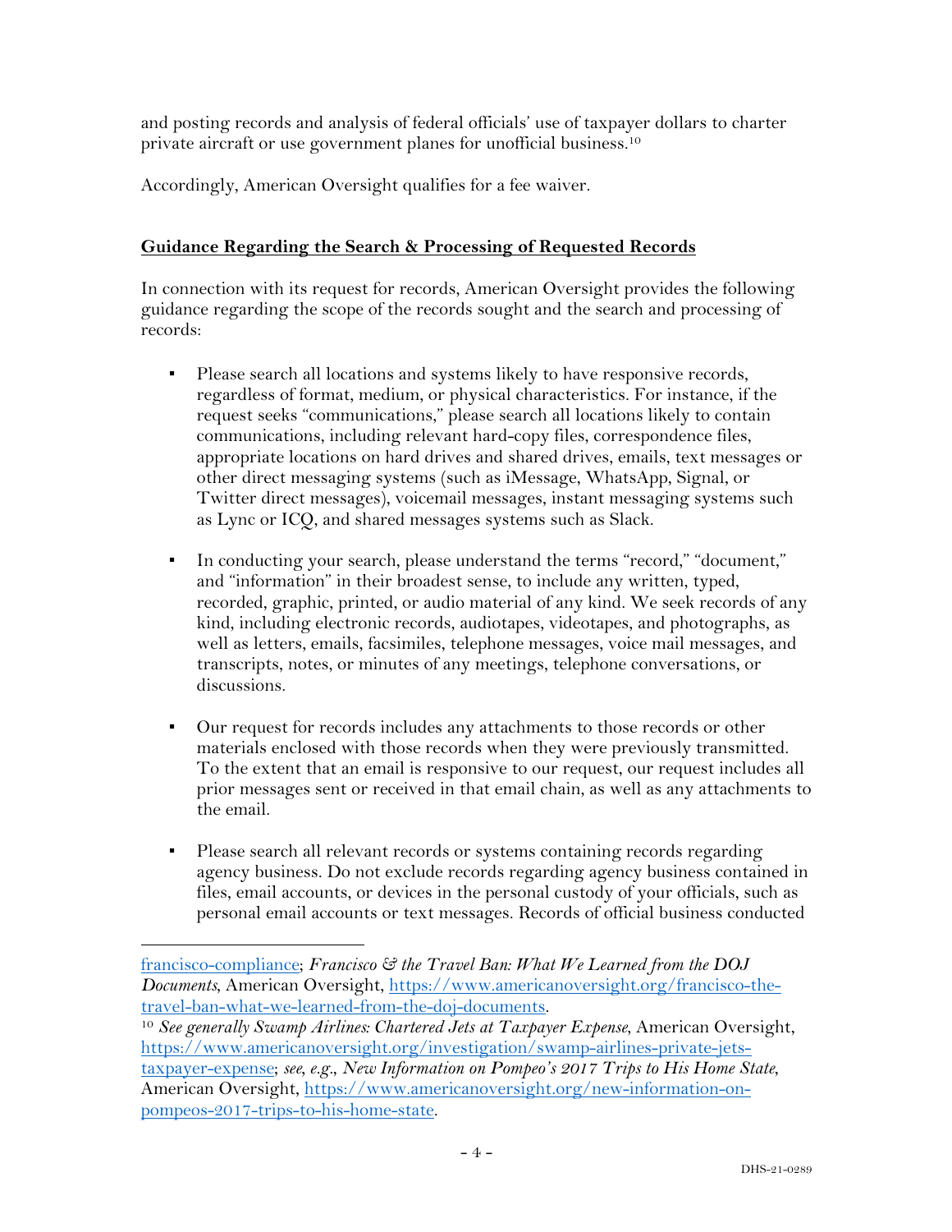and posting records and analysis of federal officials' use of taxpayer dollars to charter private aircraft or use government planes for unofficial business.[10]

Accordingly, American Oversight qualifies for a fee waiver.

## **Guidance Regarding the Search & Processing of Requested Records**

In connection with its request for records, American Oversight provides the following guidance regarding the scope of the records sought and the search and processing of records:

- Please search all locations and systems likely to have responsive records, regardless of format, medium, or physical characteristics. For instance, if the request seeks "communications," please search all locations likely to contain communications, including relevant hard-copy files, correspondence files, appropriate locations on hard drives and shared drives, emails, text messages or other direct messaging systems (such as iMessage, WhatsApp, Signal, or Twitter direct messages), voicemail messages, instant messaging systems such as Lync or ICQ, and shared messages systems such as Slack.

- In conducting your search, please understand the terms "record," "document," and "information" in their broadest sense, to include any written, typed, recorded, graphic, printed, or audio material of any kind. We seek records of any kind, including electronic records, audiotapes, videotapes, and photographs, as well as letters, emails, facsimiles, telephone messages, voice mail messages, and transcripts, notes, or minutes of any meetings, telephone conversations, or discussions.

- Our request for records includes any attachments to those records or other materials enclosed with those records when they were previously transmitted. To the extent that an email is responsive to our request, our request includes all prior messages sent or received in that email chain, as well as any attachments to the email.

- Please search all relevant records or systems containing records regarding agency business. Do not exclude records regarding agency business contained in files, email accounts, or devices in the personal custody of your officials, such as personal email accounts or text messages. Records of official business conducted

---

francisco-compliance; *Francisco & the Travel Ban: What We Learned from the DOJ Documents*, American Oversight, https://www.americanoversight.org/francisco-the-travel-ban-what-we-learned-from-the-doj-documents.

[10] *See generally Swamp Airlines: Chartered Jets at Taxpayer Expense*, American Oversight, https://www.americanoversight.org/investigation/swamp-airlines-private-jets-taxpayer-expense; *see, e.g.*, *New Information on Pompeo's 2017 Trips to His Home State*, American Oversight, https://www.americanoversight.org/new-information-on-pompeos-2017-trips-to-his-home-state.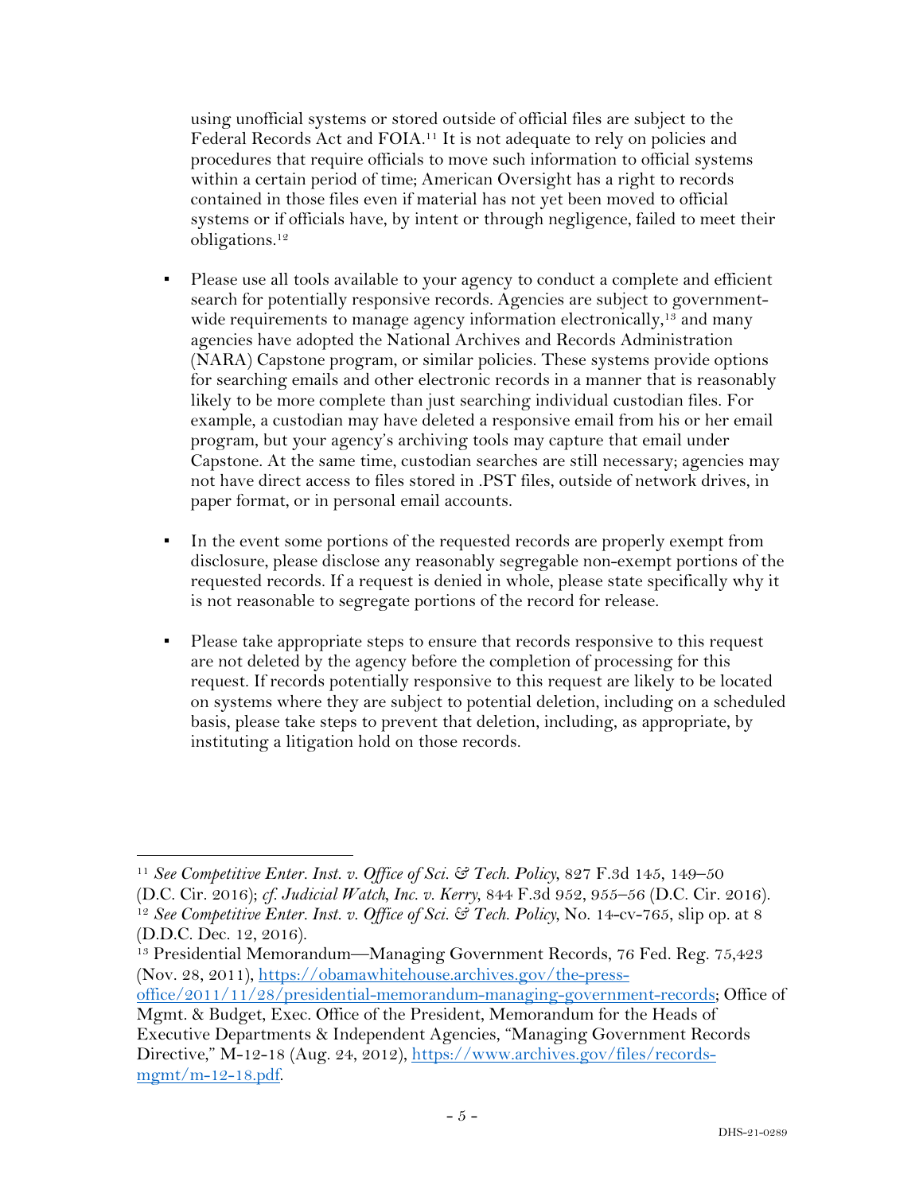using unofficial systems or stored outside of official files are subject to the Federal Records Act and FOIA.[11] It is not adequate to rely on policies and procedures that require officials to move such information to official systems within a certain period of time; American Oversight has a right to records contained in those files even if material has not yet been moved to official systems or if officials have, by intent or through negligence, failed to meet their obligations.[12]

- Please use all tools available to your agency to conduct a complete and efficient search for potentially responsive records. Agencies are subject to government-wide requirements to manage agency information electronically,[13] and many agencies have adopted the National Archives and Records Administration (NARA) Capstone program, or similar policies. These systems provide options for searching emails and other electronic records in a manner that is reasonably likely to be more complete than just searching individual custodian files. For example, a custodian may have deleted a responsive email from his or her email program, but your agency's archiving tools may capture that email under Capstone. At the same time, custodian searches are still necessary; agencies may not have direct access to files stored in .PST files, outside of network drives, in paper format, or in personal email accounts.

- In the event some portions of the requested records are properly exempt from disclosure, please disclose any reasonably segregable non-exempt portions of the requested records. If a request is denied in whole, please state specifically why it is not reasonable to segregate portions of the record for release.

- Please take appropriate steps to ensure that records responsive to this request are not deleted by the agency before the completion of processing for this request. If records potentially responsive to this request are likely to be located on systems where they are subject to potential deletion, including on a scheduled basis, please take steps to prevent that deletion, including, as appropriate, by instituting a litigation hold on those records.

---

[11] *See Competitive Enter. Inst. v. Office of Sci. & Tech. Policy*, 827 F.3d 145, 149–50 (D.C. Cir. 2016); *cf. Judicial Watch, Inc. v. Kerry*, 844 F.3d 952, 955–56 (D.C. Cir. 2016).

[12] *See Competitive Enter. Inst. v. Office of Sci. & Tech. Policy*, No. 14-cv-765, slip op. at 8 (D.D.C. Dec. 12, 2016).

[13] Presidential Memorandum—Managing Government Records, 76 Fed. Reg. 75,423 (Nov. 28, 2011), https://obamawhitehouse.archives.gov/the-press-office/2011/11/28/presidential-memorandum-managing-government-records; Office of Mgmt. & Budget, Exec. Office of the President, Memorandum for the Heads of Executive Departments & Independent Agencies, "Managing Government Records Directive," M-12-18 (Aug. 24, 2012), https://www.archives.gov/files/records-mgmt/m-12-18.pdf.

DHS-21-0289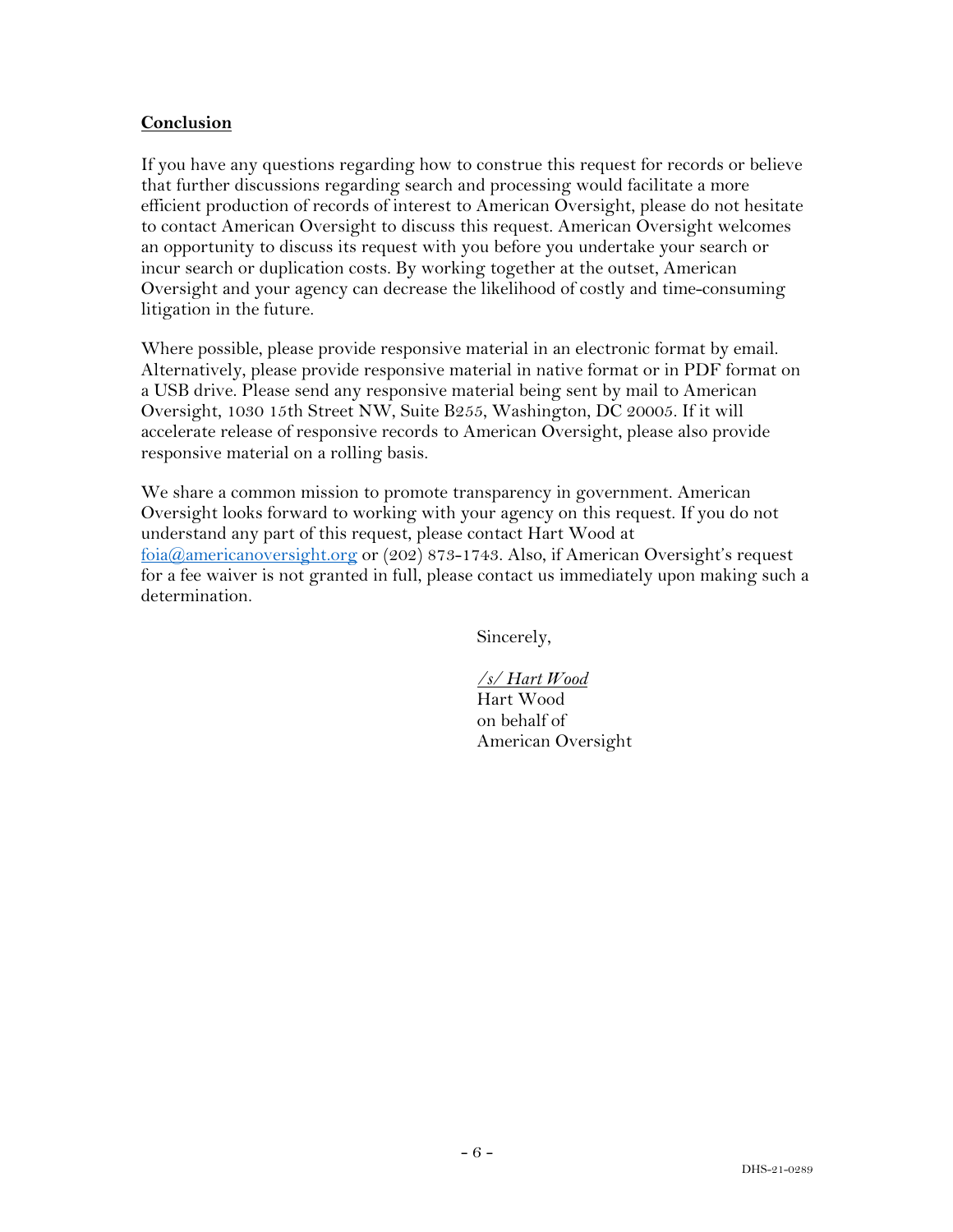**Conclusion**

If you have any questions regarding how to construe this request for records or believe that further discussions regarding search and processing would facilitate a more efficient production of records of interest to American Oversight, please do not hesitate to contact American Oversight to discuss this request. American Oversight welcomes an opportunity to discuss its request with you before you undertake your search or incur search or duplication costs. By working together at the outset, American Oversight and your agency can decrease the likelihood of costly and time-consuming litigation in the future.

Where possible, please provide responsive material in an electronic format by email. Alternatively, please provide responsive material in native format or in PDF format on a USB drive. Please send any responsive material being sent by mail to American Oversight, 1030 15th Street NW, Suite B255, Washington, DC 20005. If it will accelerate release of responsive records to American Oversight, please also provide responsive material on a rolling basis.

We share a common mission to promote transparency in government. American Oversight looks forward to working with your agency on this request. If you do not understand any part of this request, please contact Hart Wood at foia@americanoversight.org or (202) 873-1743. Also, if American Oversight's request for a fee waiver is not granted in full, please contact us immediately upon making such a determination.

Sincerely,

*/s/ Hart Wood*
Hart Wood
on behalf of
American Oversight

DHS-21-0289